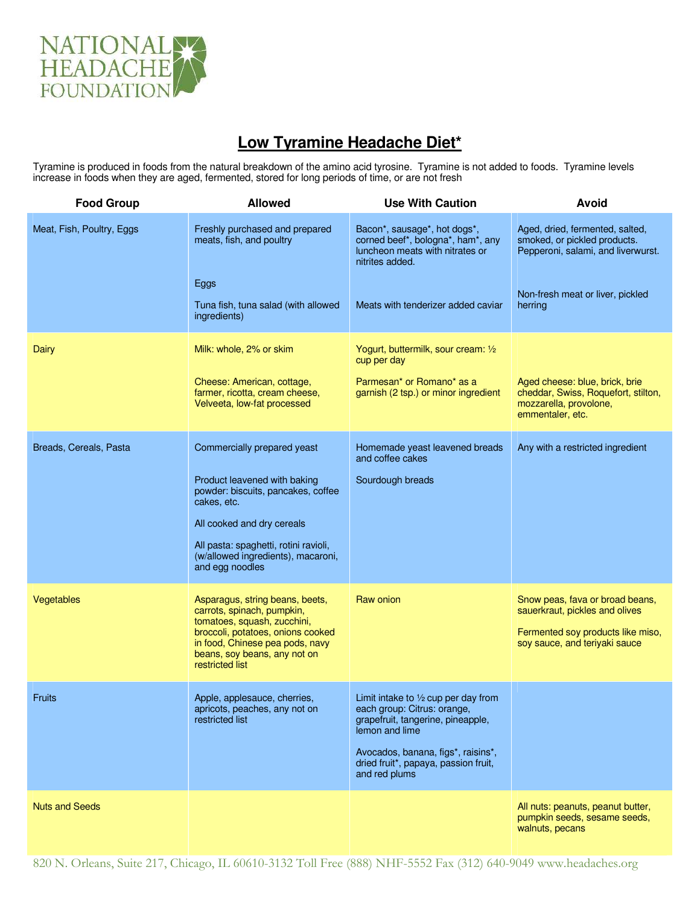NATIONAL HEADACHE FOUNDATION

# Low Tyramine Headache Diet*

Tyramine is produced in foods from the natural breakdown of the amino acid tyrosine. Tyramine is not added to foods. Tyramine levels increase in foods when they are aged, fermented, stored for long periods of time, or are not fresh

| Food Group | Allowed | Use With Caution | Avoid |
|---|---|---|---|
| Meat, Fish, Poultry, Eggs | Freshly purchased and prepared meats, fish, and poultry<br><br>Eggs<br><br>Tuna fish, tuna salad (with allowed ingredients) | Bacon*, sausage*, hot dogs*, corned beef*, bologna*, ham*, any luncheon meats with nitrates or nitrites added.<br><br>Meats with tenderizer added caviar | Aged, dried, fermented, salted, smoked, or pickled products. Pepperoni, salami, and liverwurst.<br><br>Non-fresh meat or liver, pickled herring |
| Dairy | Milk: whole, 2% or skim<br><br>Cheese: American, cottage, farmer, ricotta, cream cheese, Velveeta, low-fat processed | Yogurt, buttermilk, sour cream: ½ cup per day<br><br>Parmesan* or Romano* as a garnish (2 tsp.) or minor ingredient | Aged cheese: blue, brick, brie cheddar, Swiss, Roquefort, stilton, mozzarella, provolone, emmentaler, etc. |
| Breads, Cereals, Pasta | Commercially prepared yeast<br><br>Product leavened with baking powder: biscuits, pancakes, coffee cakes, etc.<br><br>All cooked and dry cereals<br><br>All pasta: spaghetti, rotini ravioli, (w/allowed ingredients), macaroni, and egg noodles | Homemade yeast leavened breads and coffee cakes<br><br>Sourdough breads | Any with a restricted ingredient |
| Vegetables | Asparagus, string beans, beets, carrots, spinach, pumpkin, tomatoes, squash, zucchini, broccoli, potatoes, onions cooked in food, Chinese pea pods, navy beans, soy beans, any not on restricted list | Raw onion | Snow peas, fava or broad beans, sauerkraut, pickles and olives<br><br>Fermented soy products like miso, soy sauce, and teriyaki sauce |
| Fruits | Apple, applesauce, cherries, apricots, peaches, any not on restricted list | Limit intake to ½ cup per day from each group: Citrus: orange, grapefruit, tangerine, pineapple, lemon and lime<br><br>Avocados, banana, figs*, raisins*, dried fruit*, papaya, passion fruit, and red plums | |
| Nuts and Seeds | | | All nuts: peanuts, peanut butter, pumpkin seeds, sesame seeds, walnuts, pecans |

820 N. Orleans, Suite 217, Chicago, IL 60610-3132 Toll Free (888) NHF-5552 Fax (312) 640-9049 www.headaches.org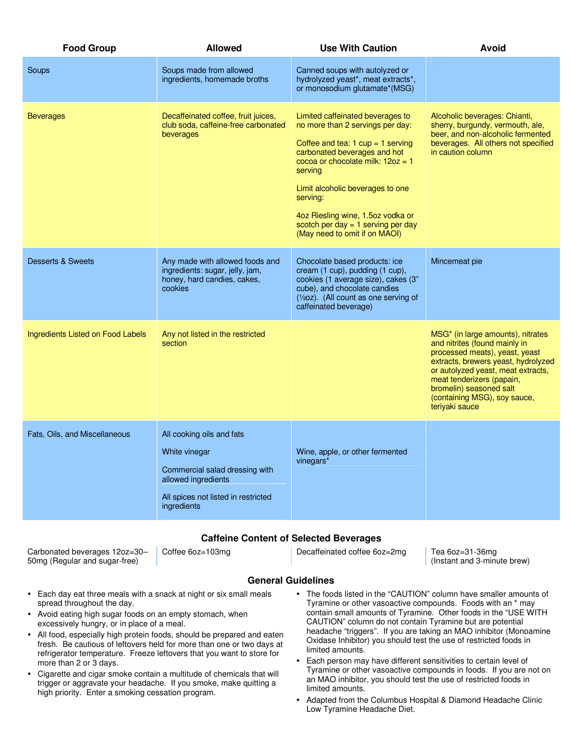| Food Group | Allowed | Use With Caution | Avoid |
|---|---|---|---|
| Soups | Soups made from allowed ingredients, homemade broths | Canned soups with autolyzed or hydrolyzed yeast*, meat extracts*, or monosodium glutamate*(MSG) | |
| Beverages | Decaffeinated coffee, fruit juices, club soda, caffeine-free carbonated beverages | Limited caffeinated beverages to no more than 2 servings per day: <br><br> Coffee and tea: 1 cup = 1 serving carbonated beverages and hot cocoa or chocolate milk: 12oz = 1 serving <br><br> Limit alcoholic beverages to one serving: <br><br> 4oz Riesling wine, 1.5oz vodka or scotch per day = 1 serving per day (May need to omit if on MAOI) | Alcoholic beverages: Chianti, sherry, burgundy, vermouth, ale, beer, and non-alcoholic fermented beverages. All others not specified in caution column |
| Desserts & Sweets | Any made with allowed foods and ingredients: sugar, jelly, jam, honey, hard candies, cakes, cookies | Chocolate based products: ice cream (1 cup), pudding (1 cup), cookies (1 average size), cakes (3" cube), and chocolate candies (½oz). (All count as one serving of caffeinated beverage) | Mincemeat pie |
| Ingredients Listed on Food Labels | Any not listed in the restricted section | | MSG* (in large amounts), nitrates and nitrites (found mainly in processed meats), yeast, yeast extracts, brewers yeast, hydrolyzed or autolyzed yeast, meat extracts, meat tenderizers (papain, bromelin) seasoned salt (containing MSG), soy sauce, teriyaki sauce |
| Fats, Oils, and Miscellaneous | All cooking oils and fats <br><br> White vinegar <br><br> Commercial salad dressing with allowed ingredients <br><br> All spices not listed in restricted ingredients | Wine, apple, or other fermented vinegars* | |

## Caffeine Content of Selected Beverages

| | | | |
|---|---|---|---|
| Carbonated beverages 12oz=30–50mg (Regular and sugar-free) | Coffee 6oz=103mg | Decaffeinated coffee 6oz=2mg | Tea 6oz=31-36mg (Instant and 3-minute brew) |

## General Guidelines

- Each day eat three meals with a snack at night or six small meals spread throughout the day.
- Avoid eating high sugar foods on an empty stomach, when excessively hungry, or in place of a meal.
- All food, especially high protein foods, should be prepared and eaten fresh. Be cautious of leftovers held for more than one or two days at refrigerator temperature. Freeze leftovers that you want to store for more than 2 or 3 days.
- Cigarette and cigar smoke contain a multitude of chemicals that will trigger or aggravate your headache. If you smoke, make quitting a high priority. Enter a smoking cessation program.
- The foods listed in the "CAUTION" column have smaller amounts of Tyramine or other vasoactive compounds. Foods with an * may contain small amounts of Tyramine. Other foods in the "USE WITH CAUTION" column do not contain Tyramine but are potential headache "triggers". If you are taking an MAO inhibitor (Monoamine Oxidase Inhibitor) you should test the use of restricted foods in limited amounts.
- Each person may have different sensitivities to certain level of Tyramine or other vasoactive compounds in foods. If you are not on an MAO inhibitor, you should test the use of restricted foods in limited amounts.
- Adapted from the Columbus Hospital & Diamond Headache Clinic Low Tyramine Headache Diet.